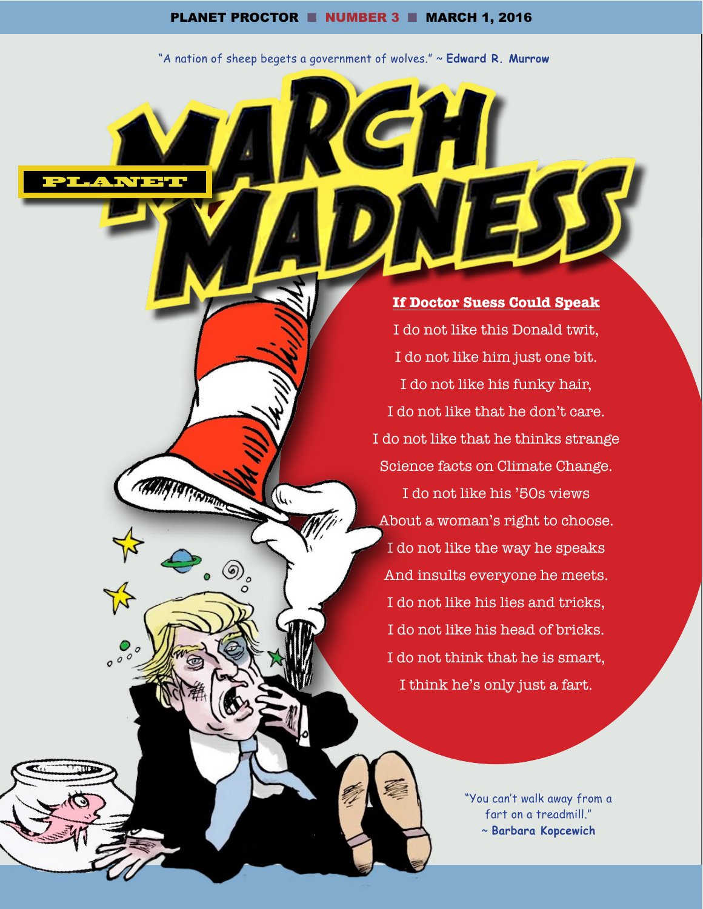"A nation of sheep begets a government of wolves." ~ **Edward R. Murrow**

# PLANET MARCH MADNESS

**If Doctor Suess Could Speak**

I do not like this Donald twit,
I do not like him just one bit.
I do not like his funky hair,
I do not like that he don't care.
I do not like that he thinks strange
Science facts on Climate Change.
I do not like his '50s views
About a woman's right to choose.
I do not like the way he speaks
And insults everyone he meets.
I do not like his lies and tricks,
I do not like his head of bricks.
I do not think that he is smart,
I think he's only just a fart.

"You can't walk away from a fart on a treadmill."
~ **Barbara Kopcewich**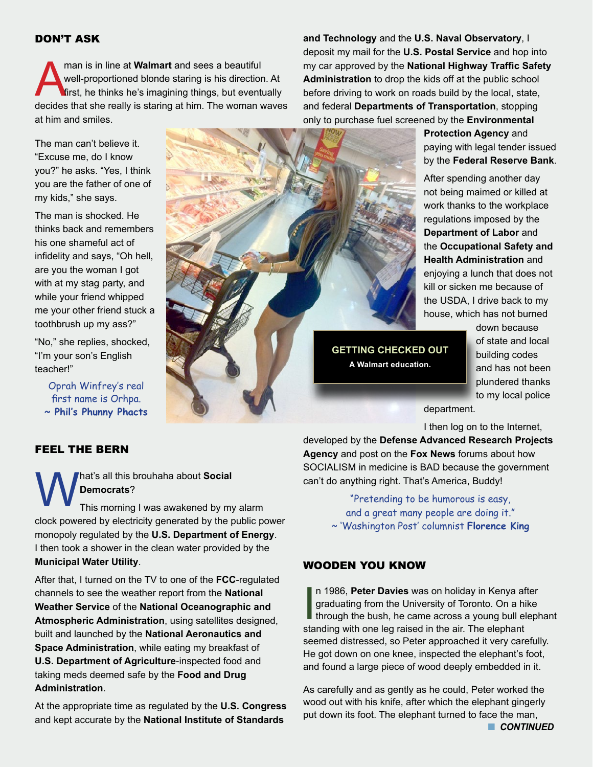## DON'T ASK

A man is in line at **Walmart** and sees a beautiful well-proportioned blonde staring is his direction. At first, he thinks he's imagining things, but eventually decides that she really is staring at him. The woman waves at him and smiles.

The man can't believe it. "Excuse me, do I know you?" he asks. "Yes, I think you are the father of one of my kids," she says.

The man is shocked. He thinks back and remembers his one shameful act of infidelity and says, "Oh hell, are you the woman I got with at my stag party, and while your friend whipped me your other friend stuck a toothbrush up my ass?"

"No," she replies, shocked, "I'm your son's English teacher!"

Oprah Winfrey's real first name is Orhpa.
~ **Phil's Phunny Phacts**

**GETTING CHECKED OUT**
**A Walmart education.**

## FEEL THE BERN

What's all this brouhaha about **Social Democrats**?

This morning I was awakened by my alarm clock powered by electricity generated by the public power monopoly regulated by the **U.S. Department of Energy**. I then took a shower in the clean water provided by the **Municipal Water Utility**.

After that, I turned on the TV to one of the **FCC**-regulated channels to see the weather report from the **National Weather Service** of the **National Oceanographic and Atmospheric Administration**, using satellites designed, built and launched by the **National Aeronautics and Space Administration**, while eating my breakfast of **U.S. Department of Agriculture**-inspected food and taking meds deemed safe by the **Food and Drug Administration**.

At the appropriate time as regulated by the **U.S. Congress** and kept accurate by the **National Institute of Standards and Technology** and the **U.S. Naval Observatory**, I deposit my mail for the **U.S. Postal Service** and hop into my car approved by the **National Highway Traffic Safety Administration** to drop the kids off at the public school before driving to work on roads build by the local, state, and federal **Departments of Transportation**, stopping only to purchase fuel screened by the **Environmental Protection Agency** and paying with legal tender issued by the **Federal Reserve Bank**.

After spending another day not being maimed or killed at work thanks to the workplace regulations imposed by the **Department of Labor** and the **Occupational Safety and Health Administration** and enjoying a lunch that does not kill or sicken me because of the USDA, I drive back to my house, which has not burned down because of state and local building codes and has not been plundered thanks to my local police department.

I then log on to the Internet, developed by the **Defense Advanced Research Projects Agency** and post on the **Fox News** forums about how SOCIALISM in medicine is BAD because the government can't do anything right. That's America, Buddy!

"Pretending to be humorous is easy, and a great many people are doing it."
~ 'Washington Post' columnist **Florence King**

## WOODEN YOU KNOW

In 1986, **Peter Davies** was on holiday in Kenya after graduating from the University of Toronto. On a hike through the bush, he came across a young bull elephant standing with one leg raised in the air. The elephant seemed distressed, so Peter approached it very carefully. He got down on one knee, inspected the elephant's foot, and found a large piece of wood deeply embedded in it.

As carefully and as gently as he could, Peter worked the wood out with his knife, after which the elephant gingerly put down its foot. The elephant turned to face the man,

***CONTINUED***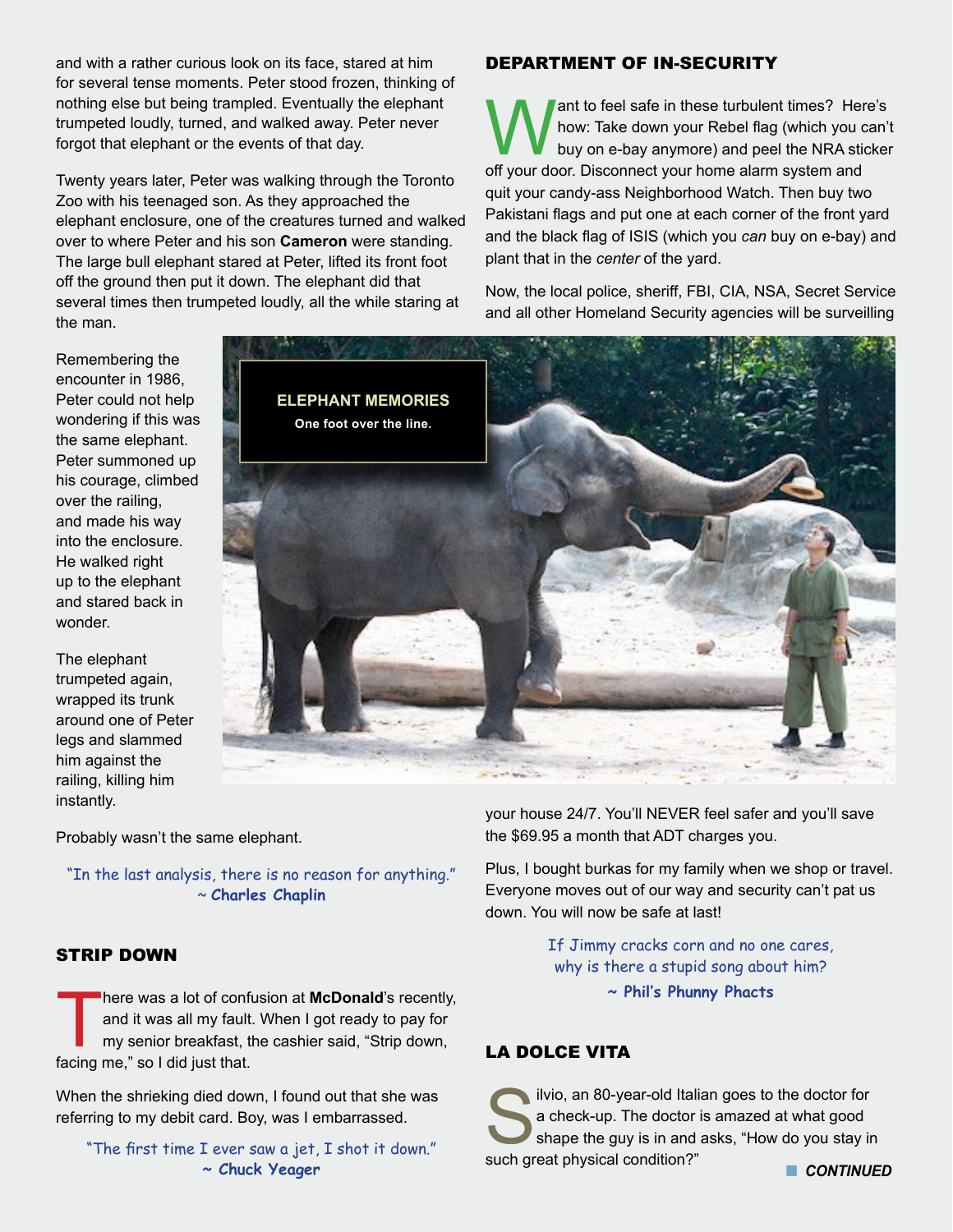and with a rather curious look on its face, stared at him for several tense moments. Peter stood frozen, thinking of nothing else but being trampled. Eventually the elephant trumpeted loudly, turned, and walked away. Peter never forgot that elephant or the events of that day.

Twenty years later, Peter was walking through the Toronto Zoo with his teenaged son. As they approached the elephant enclosure, one of the creatures turned and walked over to where Peter and his son **Cameron** were standing. The large bull elephant stared at Peter, lifted its front foot off the ground then put it down. The elephant did that several times then trumpeted loudly, all the while staring at the man.

Remembering the encounter in 1986, Peter could not help wondering if this was the same elephant. Peter summoned up his courage, climbed over the railing, and made his way into the enclosure. He walked right up to the elephant and stared back in wonder.

The elephant trumpeted again, wrapped its trunk around one of Peter legs and slammed him against the railing, killing him instantly.

Probably wasn't the same elephant.

**ELEPHANT MEMORIES**
**One foot over the line.**

"In the last analysis, there is no reason for anything."
~ **Charles Chaplin**

## STRIP DOWN

There was a lot of confusion at **McDonald**'s recently, and it was all my fault. When I got ready to pay for my senior breakfast, the cashier said, "Strip down, facing me," so I did just that.

When the shrieking died down, I found out that she was referring to my debit card. Boy, was I embarrassed.

"The first time I ever saw a jet, I shot it down."
~ **Chuck Yeager**

## DEPARTMENT OF IN-SECURITY

Want to feel safe in these turbulent times? Here's how: Take down your Rebel flag (which you can't buy on e-bay anymore) and peel the NRA sticker off your door. Disconnect your home alarm system and quit your candy-ass Neighborhood Watch. Then buy two Pakistani flags and put one at each corner of the front yard and the black flag of ISIS (which you *can* buy on e-bay) and plant that in the *center* of the yard.

Now, the local police, sheriff, FBI, CIA, NSA, Secret Service and all other Homeland Security agencies will be surveilling your house 24/7. You'll NEVER feel safer and you'll save the $69.95 a month that ADT charges you.

Plus, I bought burkas for my family when we shop or travel. Everyone moves out of our way and security can't pat us down. You will now be safe at last!

If Jimmy cracks corn and no one cares,
why is there a stupid song about him?
~ **Phil's Phunny Phacts**

## LA DOLCE VITA

Silvio, an 80-year-old Italian goes to the doctor for a check-up. The doctor is amazed at what good shape the guy is in and asks, "How do you stay in such great physical condition?"

***CONTINUED***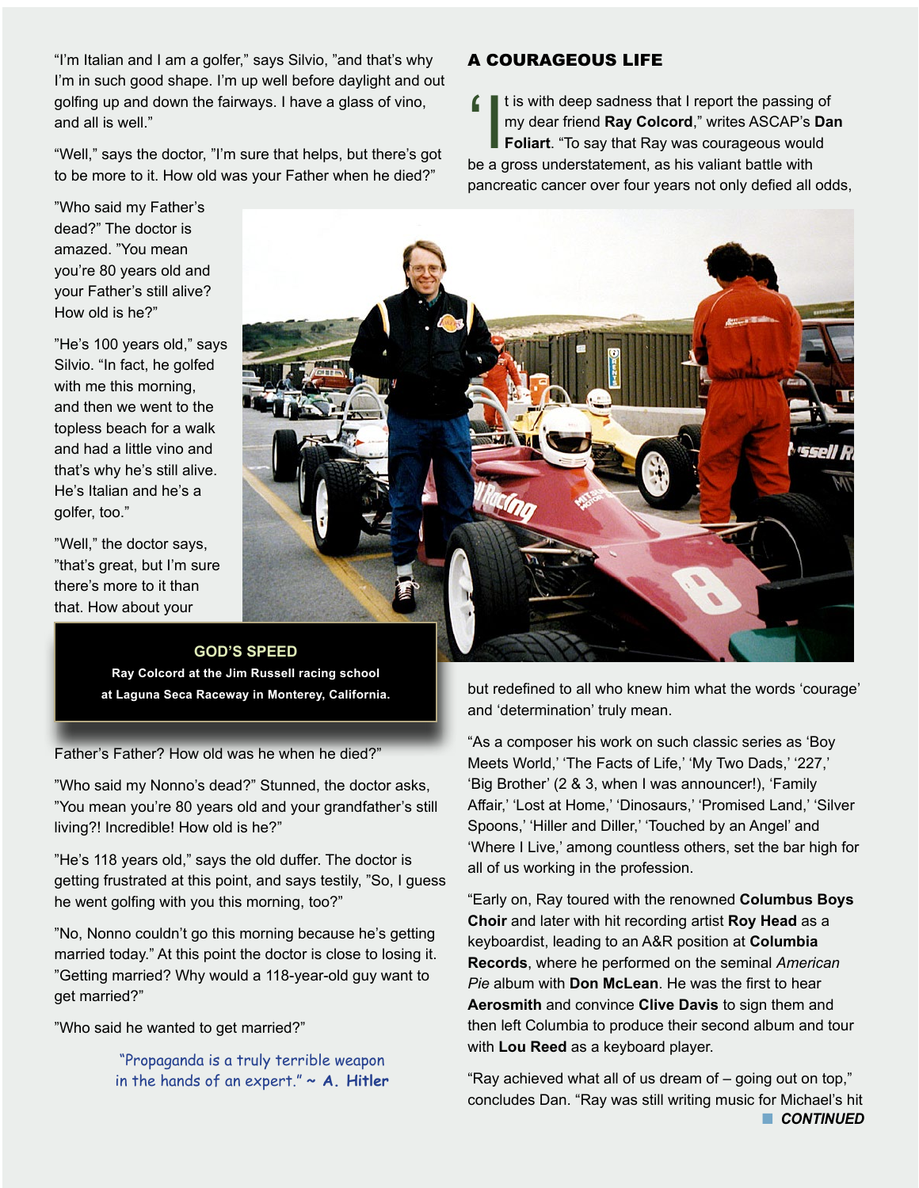"I'm Italian and I am a golfer," says Silvio, "and that's why I'm in such good shape. I'm up well before daylight and out golfing up and down the fairways. I have a glass of vino, and all is well."

"Well," says the doctor, "I'm sure that helps, but there's got to be more to it. How old was your Father when he died?"

"Who said my Father's dead?" The doctor is amazed. "You mean you're 80 years old and your Father's still alive? How old is he?"

"He's 100 years old," says Silvio. "In fact, he golfed with me this morning, and then we went to the topless beach for a walk and had a little vino and that's why he's still alive. He's Italian and he's a golfer, too."

"Well," the doctor says, "that's great, but I'm sure there's more to it than that. How about your Father's Father? How old was he when he died?"

"Who said my Nonno's dead?" Stunned, the doctor asks, "You mean you're 80 years old and your grandfather's still living?! Incredible! How old is he?"

"He's 118 years old," says the old duffer. The doctor is getting frustrated at this point, and says testily, "So, I guess he went golfing with you this morning, too?"

"No, Nonno couldn't go this morning because he's getting married today." At this point the doctor is close to losing it. "Getting married? Why would a 118-year-old guy want to get married?"

"Who said he wanted to get married?"

"Propaganda is a truly terrible weapon in the hands of an expert." ~ **A. Hitler**

## A COURAGEOUS LIFE

"It is with deep sadness that I report the passing of my dear friend **Ray Colcord**," writes ASCAP's **Dan Foliart**. "To say that Ray was courageous would be a gross understatement, as his valiant battle with pancreatic cancer over four years not only defied all odds, but redefined to all who knew him what the words 'courage' and 'determination' truly mean.

**GOD'S SPEED**

**Ray Colcord at the Jim Russell racing school at Laguna Seca Raceway in Monterey, California.**

"As a composer his work on such classic series as 'Boy Meets World,' 'The Facts of Life,' 'My Two Dads,' '227,' 'Big Brother' (2 & 3, when I was announcer!), 'Family Affair,' 'Lost at Home,' 'Dinosaurs,' 'Promised Land,' 'Silver Spoons,' 'Hiller and Diller,' 'Touched by an Angel' and 'Where I Live,' among countless others, set the bar high for all of us working in the profession.

"Early on, Ray toured with the renowned **Columbus Boys Choir** and later with hit recording artist **Roy Head** as a keyboardist, leading to an A&R position at **Columbia Records**, where he performed on the seminal *American Pie* album with **Don McLean**. He was the first to hear **Aerosmith** and convince **Clive Davis** to sign them and then left Columbia to produce their second album and tour with **Lou Reed** as a keyboard player.

"Ray achieved what all of us dream of – going out on top," concludes Dan. "Ray was still writing music for Michael's hit

***CONTINUED***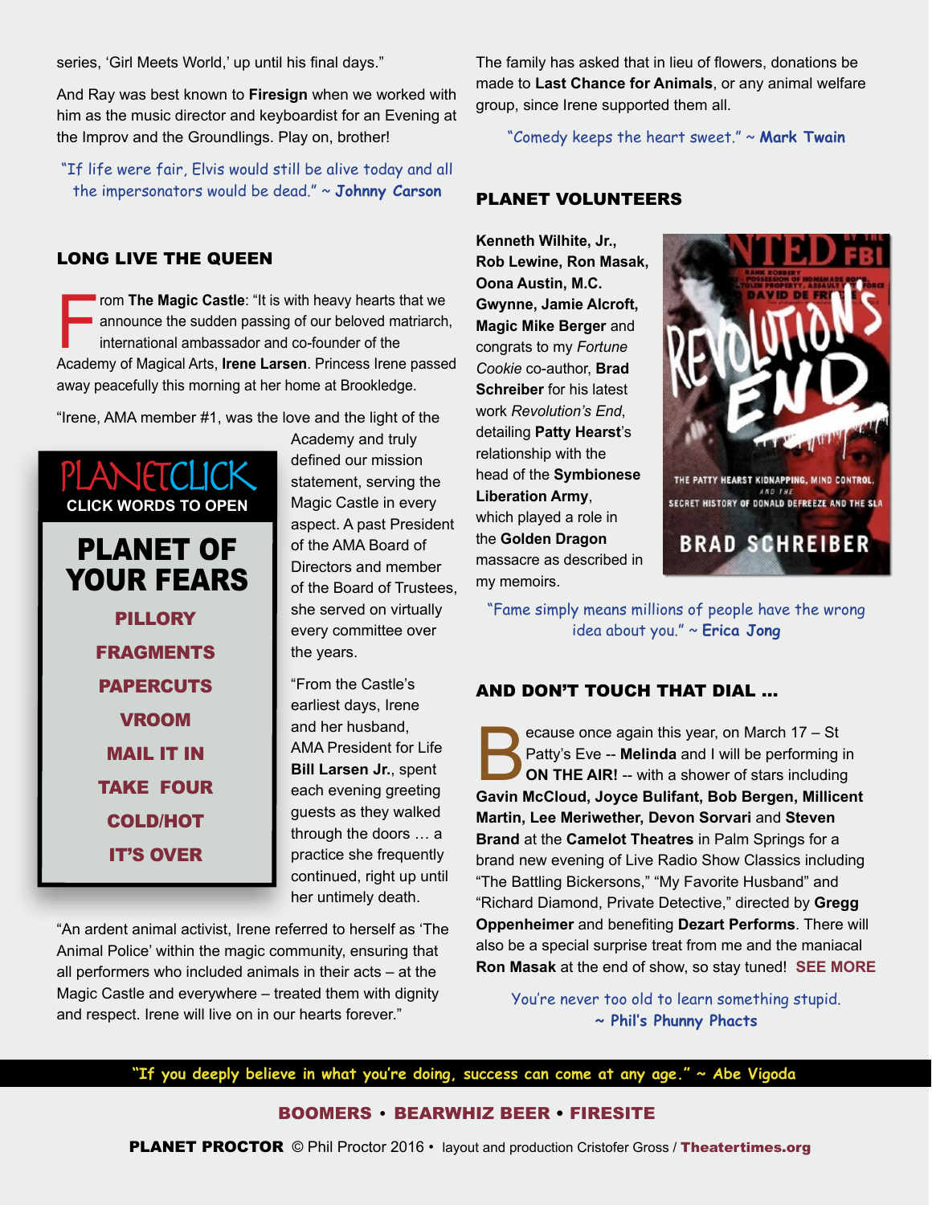series, 'Girl Meets World,' up until his final days."

And Ray was best known to **Firesign** when we worked with him as the music director and keyboardist for an Evening at the Improv and the Groundlings. Play on, brother!

"If life were fair, Elvis would still be alive today and all the impersonators would be dead." ~ **Johnny Carson**

## LONG LIVE THE QUEEN

From **The Magic Castle**: "It is with heavy hearts that we announce the sudden passing of our beloved matriarch, international ambassador and co-founder of the Academy of Magical Arts, **Irene Larsen**. Princess Irene passed away peacefully this morning at her home at Brookledge.

"Irene, AMA member #1, was the love and the light of the Academy and truly defined our mission statement, serving the Magic Castle in every aspect. A past President of the AMA Board of Directors and member of the Board of Trustees, she served on virtually every committee over the years.

"From the Castle's earliest days, Irene and her husband, AMA President for Life **Bill Larsen Jr.**, spent each evening greeting guests as they walked through the doors … a practice she frequently continued, right up until her untimely death.

"An ardent animal activist, Irene referred to herself as 'The Animal Police' within the magic community, ensuring that all performers who included animals in their acts – at the Magic Castle and everywhere – treated them with dignity and respect. Irene will live on in our hearts forever."

PLANETCLICK
CLICK WORDS TO OPEN

**PLANET OF YOUR FEARS**

PILLORY
FRAGMENTS
PAPERCUTS
VROOM
MAIL IT IN
TAKE FOUR
COLD/HOT
IT'S OVER

The family has asked that in lieu of flowers, donations be made to **Last Chance for Animals**, or any animal welfare group, since Irene supported them all.

"Comedy keeps the heart sweet." ~ **Mark Twain**

## PLANET VOLUNTEERS

**Kenneth Wilhite, Jr., Rob Lewine, Ron Masak, Oona Austin, M.C. Gwynne, Jamie Alcroft, Magic Mike Berger** and congrats to my *Fortune Cookie* co-author, **Brad Schreiber** for his latest work *Revolution's End*, detailing **Patty Hearst**'s relationship with the head of the **Symbionese Liberation Army**, which played a role in the **Golden Dragon** massacre as described in my memoirs.

"Fame simply means millions of people have the wrong idea about you." ~ **Erica Jong**

## AND DON'T TOUCH THAT DIAL …

Because once again this year, on March 17 – St Patty's Eve -- **Melinda** and I will be performing in **ON THE AIR!** -- with a shower of stars including **Gavin McCloud, Joyce Bulifant, Bob Bergen, Millicent Martin, Lee Meriwether, Devon Sorvari** and **Steven Brand** at the **Camelot Theatres** in Palm Springs for a brand new evening of Live Radio Show Classics including "The Battling Bickersons," "My Favorite Husband" and "Richard Diamond, Private Detective," directed by **Gregg Oppenheimer** and benefiting **Dezart Performs**. There will also be a special surprise treat from me and the maniacal **Ron Masak** at the end of show, so stay tuned! **SEE MORE**

You're never too old to learn something stupid.
~ **Phil's Phunny Phacts**

"If you deeply believe in what you're doing, success can come at any age." ~ Abe Vigoda

**BOOMERS • BEARWHIZ BEER • FIRESITE**

**PLANET PROCTOR** © Phil Proctor 2016 • layout and production Cristofer Gross / **Theatertimes.org**